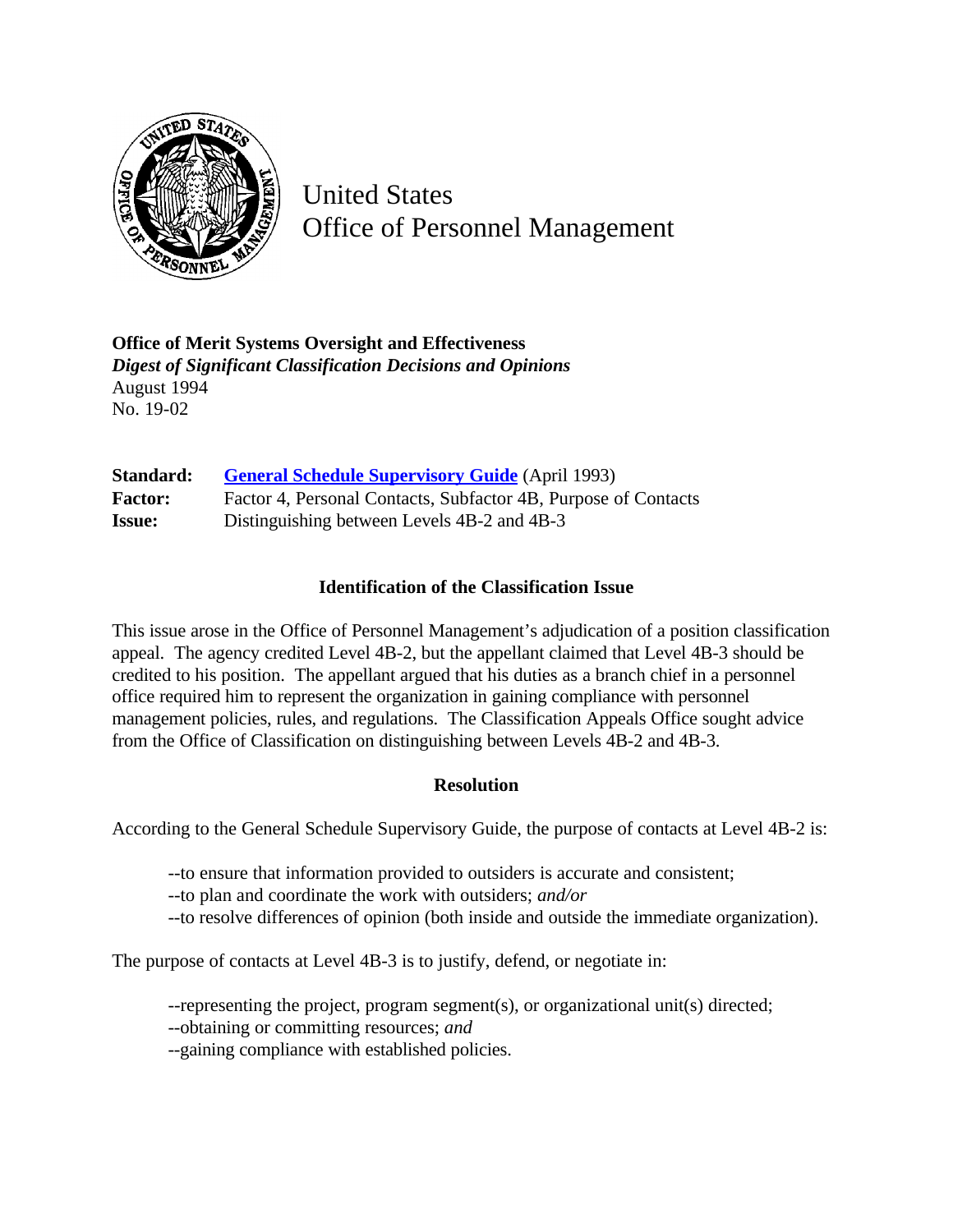# United States Office of Personnel Management

**Office of Merit Systems Oversight and Effectiveness**
***Digest of Significant Classification Decisions and Opinions***
August 1994
No. 19-02

**Standard:** **General Schedule Supervisory Guide** (April 1993)
**Factor:** Factor 4, Personal Contacts, Subfactor 4B, Purpose of Contacts
**Issue:** Distinguishing between Levels 4B-2 and 4B-3

### Identification of the Classification Issue

This issue arose in the Office of Personnel Management's adjudication of a position classification appeal. The agency credited Level 4B-2, but the appellant claimed that Level 4B-3 should be credited to his position. The appellant argued that his duties as a branch chief in a personnel office required him to represent the organization in gaining compliance with personnel management policies, rules, and regulations. The Classification Appeals Office sought advice from the Office of Classification on distinguishing between Levels 4B-2 and 4B-3.

### Resolution

According to the General Schedule Supervisory Guide, the purpose of contacts at Level 4B-2 is:

--to ensure that information provided to outsiders is accurate and consistent;
--to plan and coordinate the work with outsiders; *and/or*
--to resolve differences of opinion (both inside and outside the immediate organization).

The purpose of contacts at Level 4B-3 is to justify, defend, or negotiate in:

--representing the project, program segment(s), or organizational unit(s) directed;
--obtaining or committing resources; *and*
--gaining compliance with established policies.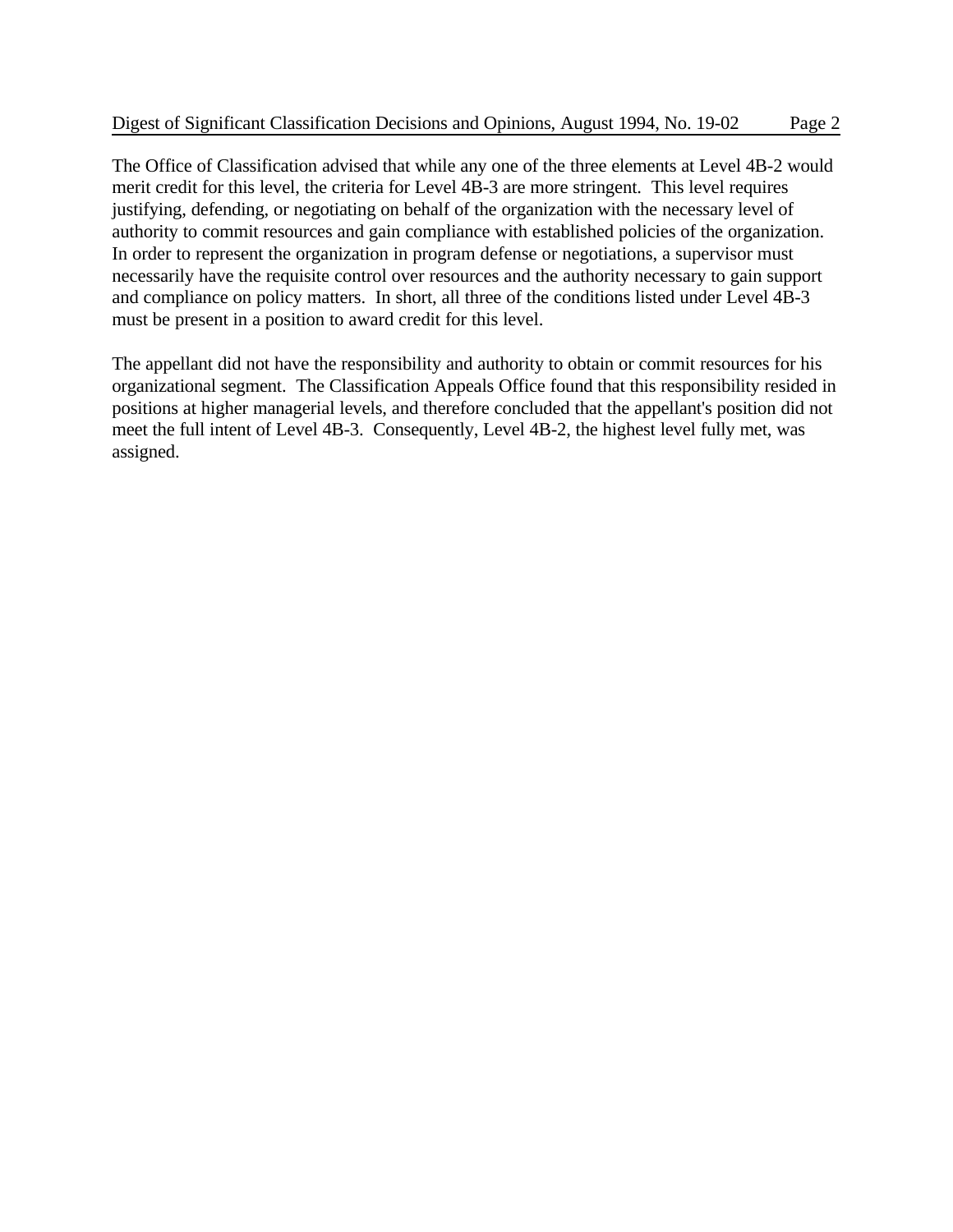The Office of Classification advised that while any one of the three elements at Level 4B-2 would merit credit for this level, the criteria for Level 4B-3 are more stringent. This level requires justifying, defending, or negotiating on behalf of the organization with the necessary level of authority to commit resources and gain compliance with established policies of the organization. In order to represent the organization in program defense or negotiations, a supervisor must necessarily have the requisite control over resources and the authority necessary to gain support and compliance on policy matters. In short, all three of the conditions listed under Level 4B-3 must be present in a position to award credit for this level.

The appellant did not have the responsibility and authority to obtain or commit resources for his organizational segment. The Classification Appeals Office found that this responsibility resided in positions at higher managerial levels, and therefore concluded that the appellant's position did not meet the full intent of Level 4B-3. Consequently, Level 4B-2, the highest level fully met, was assigned.